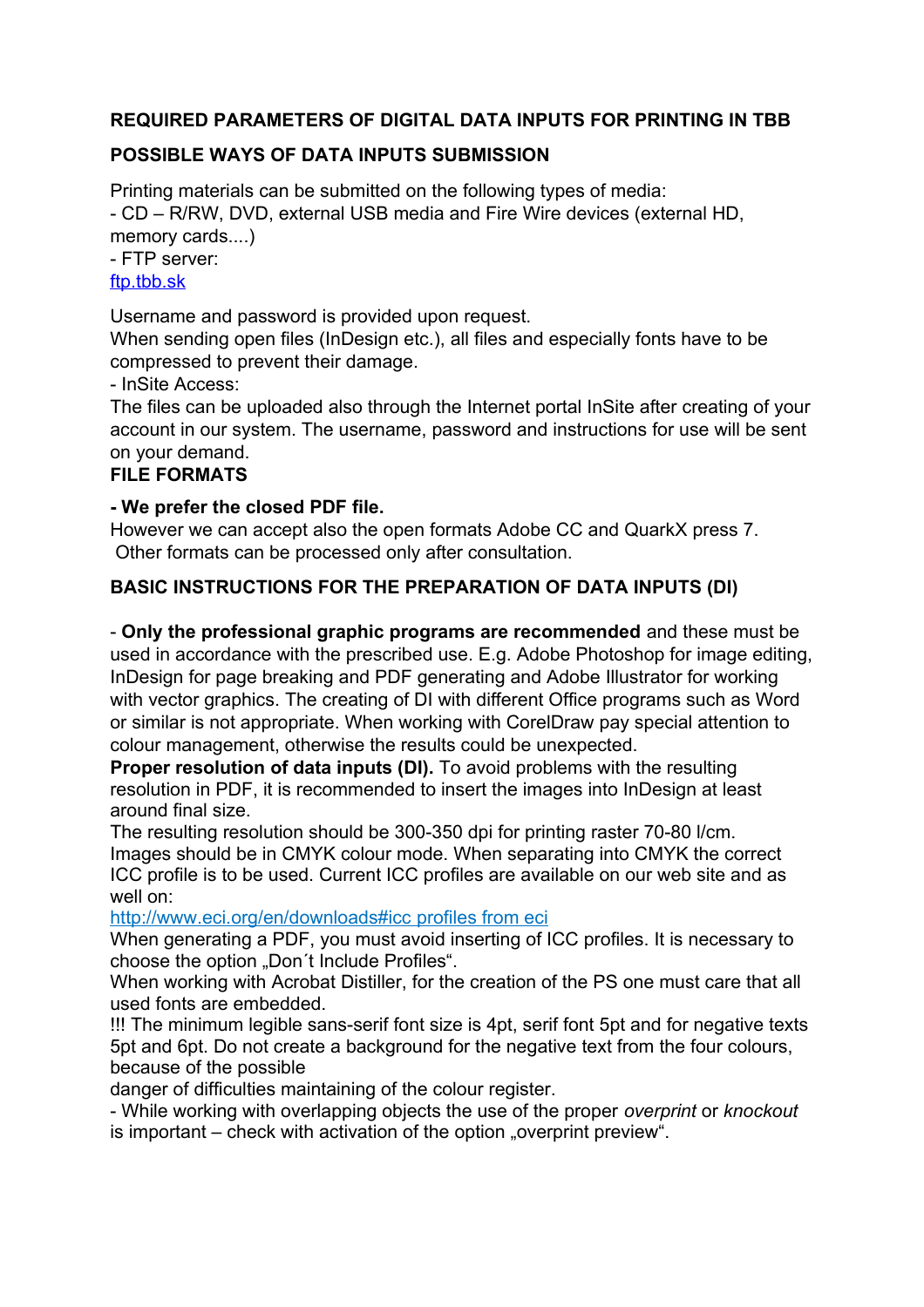## REQUIRED PARAMETERS OF DIGITAL DATA INPUTS FOR PRINTING IN TBB

### POSSIBLE WAYS OF DATA INPUTS SUBMISSION

Printing materials can be submitted on the following types of media:
- CD – R/RW, DVD, external USB media and Fire Wire devices (external HD, memory cards....)
- FTP server:
[ftp.tbb.sk](ftp.tbb.sk)

Username and password is provided upon request.
When sending open files (InDesign etc.), all files and especially fonts have to be compressed to prevent their damage.
- InSite Access:
The files can be uploaded also through the Internet portal InSite after creating of your account in our system. The username, password and instructions for use will be sent on your demand.

### FILE FORMATS

**- We prefer the closed PDF file.**
However we can accept also the open formats Adobe CC and QuarkX press 7.
Other formats can be processed only after consultation.

### BASIC INSTRUCTIONS FOR THE PREPARATION OF DATA INPUTS (DI)

- **Only the professional graphic programs are recommended** and these must be used in accordance with the prescribed use. E.g. Adobe Photoshop for image editing, InDesign for page breaking and PDF generating and Adobe Illustrator for working with vector graphics. The creating of DI with different Office programs such as Word or similar is not appropriate. When working with CorelDraw pay special attention to colour management, otherwise the results could be unexpected.
**Proper resolution of data inputs (DI).** To avoid problems with the resulting resolution in PDF, it is recommended to insert the images into InDesign at least around final size.
The resulting resolution should be 300-350 dpi for printing raster 70-80 l/cm.
Images should be in CMYK colour mode. When separating into CMYK the correct ICC profile is to be used. Current ICC profiles are available on our web site and as well on:
[http://www.eci.org/en/downloads#icc profiles from eci](http://www.eci.org/en/downloads#icc profiles from eci)
When generating a PDF, you must avoid inserting of ICC profiles. It is necessary to choose the option „Don´t Include Profiles".
When working with Acrobat Distiller, for the creation of the PS one must care that all used fonts are embedded.
!!! The minimum legible sans-serif font size is 4pt, serif font 5pt and for negative texts 5pt and 6pt. Do not create a background for the negative text from the four colours, because of the possible
danger of difficulties maintaining of the colour register.
- While working with overlapping objects the use of the proper *overprint* or *knockout* is important – check with activation of the option „overprint preview".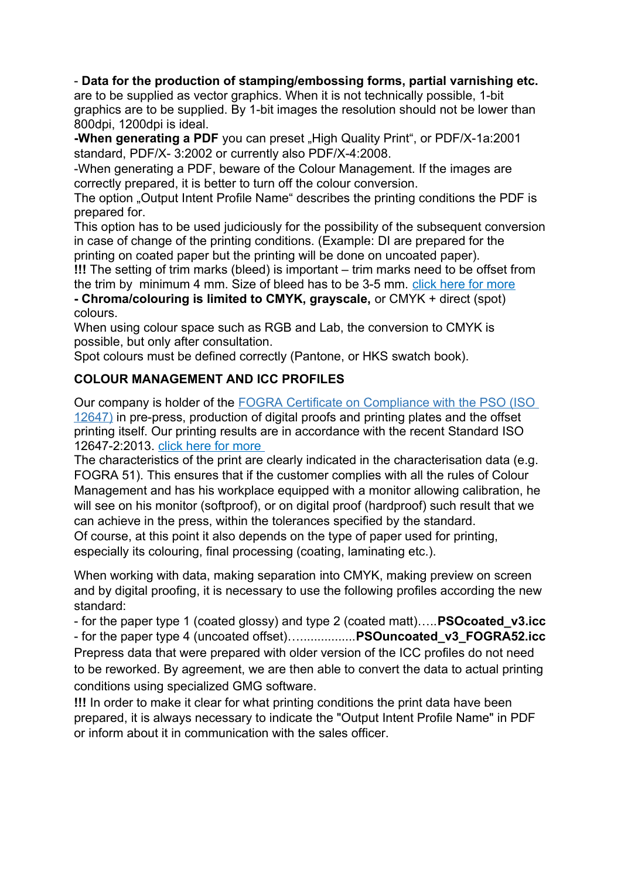- **Data for the production of stamping/embossing forms, partial varnishing etc.** are to be supplied as vector graphics. When it is not technically possible, 1-bit graphics are to be supplied. By 1-bit images the resolution should not be lower than 800dpi, 1200dpi is ideal.

**-When generating a PDF** you can preset „High Quality Print", or PDF/X-1a:2001 standard, PDF/X- 3:2002 or currently also PDF/X-4:2008.

-When generating a PDF, beware of the Colour Management. If the images are correctly prepared, it is better to turn off the colour conversion.

The option „Output Intent Profile Name" describes the printing conditions the PDF is prepared for.

This option has to be used judiciously for the possibility of the subsequent conversion in case of change of the printing conditions. (Example: DI are prepared for the printing on coated paper but the printing will be done on uncoated paper).

**!!!** The setting of trim marks (bleed) is important – trim marks need to be offset from the trim by minimum 4 mm. Size of bleed has to be 3-5 mm. click here for more

**- Chroma/colouring is limited to CMYK, grayscale,** or CMYK + direct (spot) colours.

When using colour space such as RGB and Lab, the conversion to CMYK is possible, but only after consultation.

Spot colours must be defined correctly (Pantone, or HKS swatch book).

## COLOUR MANAGEMENT AND ICC PROFILES

Our company is holder of the FOGRA Certificate on Compliance with the PSO (ISO 12647) in pre-press, production of digital proofs and printing plates and the offset printing itself. Our printing results are in accordance with the recent Standard ISO 12647-2:2013. click here for more

The characteristics of the print are clearly indicated in the characterisation data (e.g. FOGRA 51). This ensures that if the customer complies with all the rules of Colour Management and has his workplace equipped with a monitor allowing calibration, he will see on his monitor (softproof), or on digital proof (hardproof) such result that we can achieve in the press, within the tolerances specified by the standard.

Of course, at this point it also depends on the type of paper used for printing, especially its colouring, final processing (coating, laminating etc.).

When working with data, making separation into CMYK, making preview on screen and by digital proofing, it is necessary to use the following profiles according the new standard:

- for the paper type 1 (coated glossy) and type 2 (coated matt)…..**PSOcoated_v3.icc**
- for the paper type 4 (uncoated offset)…................**PSOuncoated_v3_FOGRA52.icc**

Prepress data that were prepared with older version of the ICC profiles do not need to be reworked. By agreement, we are then able to convert the data to actual printing conditions using specialized GMG software.

**!!!** In order to make it clear for what printing conditions the print data have been prepared, it is always necessary to indicate the "Output Intent Profile Name" in PDF or inform about it in communication with the sales officer.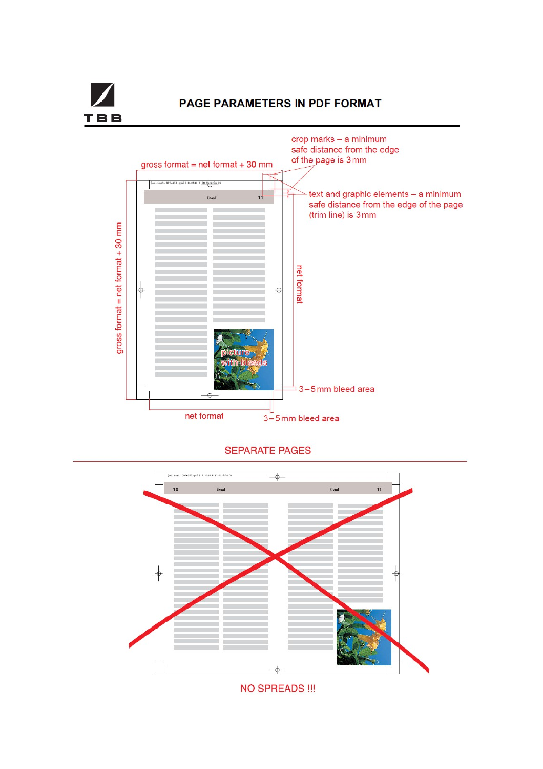TBB

# PAGE PARAMETERS IN PDF FORMAT

crop marks – a minimum safe distance from the edge of the page is 3 mm

gross format = net format + 30 mm

text and graphic elements – a minimum safe distance from the edge of the page (trim line) is 3 mm

gross format = net format + 30 mm

net format

picture with bleeds

3 – 5 mm bleed area

net format

3 – 5 mm bleed area

## SEPARATE PAGES

NO SPREADS !!!